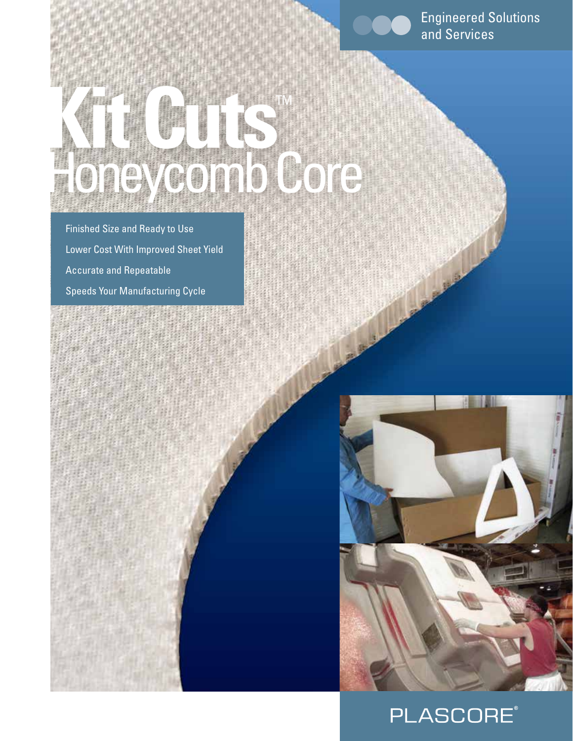Engineered Solutions and Services

# Kit Cuts™ Honeycomb Core

- Finished Size and Ready to Use
- Lower Cost With Improved Sheet Yield
- Accurate and Repeatable
- Speeds Your Manufacturing Cycle

PLASCORE®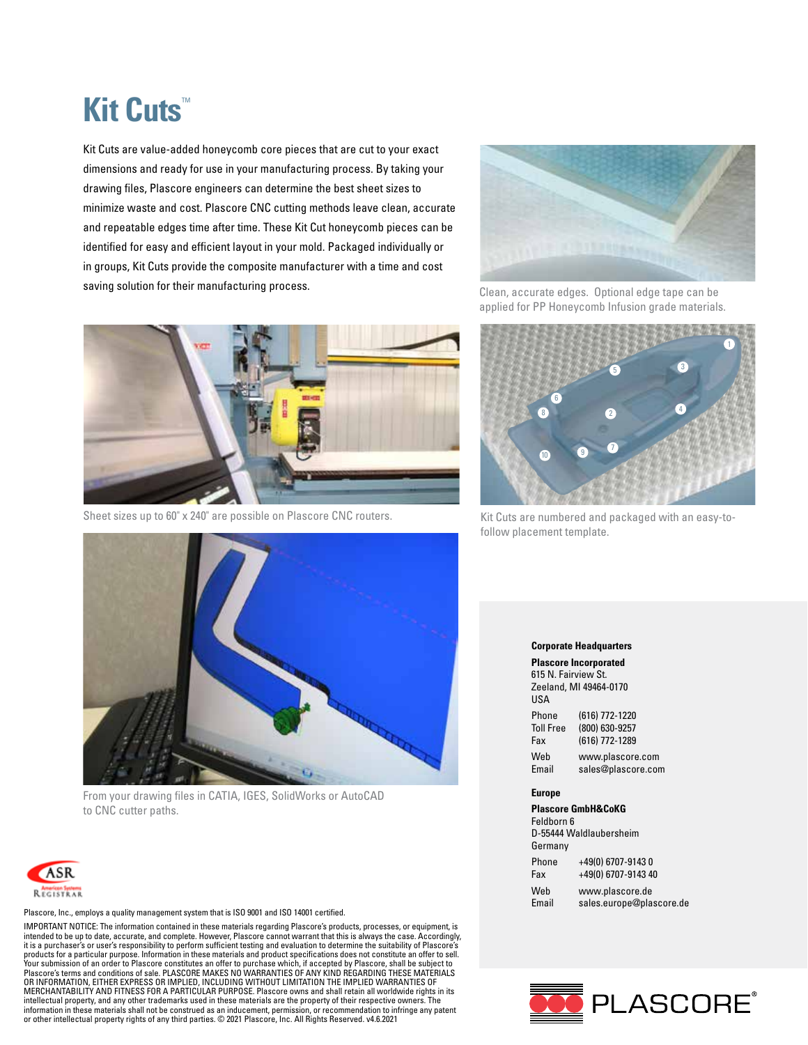# Kit Cuts™

Kit Cuts are value-added honeycomb core pieces that are cut to your exact dimensions and ready for use in your manufacturing process. By taking your drawing files, Plascore engineers can determine the best sheet sizes to minimize waste and cost. Plascore CNC cutting methods leave clean, accurate and repeatable edges time after time. These Kit Cut honeycomb pieces can be identified for easy and efficient layout in your mold. Packaged individually or in groups, Kit Cuts provide the composite manufacturer with a time and cost saving solution for their manufacturing process.

Clean, accurate edges. Optional edge tape can be applied for PP Honeycomb Infusion grade materials.

Sheet sizes up to 60" x 240" are possible on Plascore CNC routers.

Kit Cuts are numbered and packaged with an easy-to-follow placement template.

From your drawing files in CATIA, IGES, SolidWorks or AutoCAD to CNC cutter paths.

**Corporate Headquarters**

**Plascore Incorporated**
615 N. Fairview St.
Zeeland, MI 49464-0170
USA

Phone (616) 772-1220
Toll Free (800) 630-9257
Fax (616) 772-1289

Web www.plascore.com
Email sales@plascore.com

**Europe**

**Plascore GmbH&CoKG**
Feldborn 6
D-55444 Waldlaubersheim
Germany

Phone +49(0) 6707-9143 0
Fax +49(0) 6707-9143 40

Web www.plascore.de
Email sales.europe@plascore.de

Plascore, Inc., employs a quality management system that is ISO 9001 and ISO 14001 certified.

IMPORTANT NOTICE: The information contained in these materials regarding Plascore's products, processes, or equipment, is intended to be up to date, accurate, and complete. However, Plascore cannot warrant that this is always the case. Accordingly, it is a purchaser's or user's responsibility to perform sufficient testing and evaluation to determine the suitability of Plascore's products for a particular purpose. Information in these materials and product specifications does not constitute an offer to sell. Your submission of an order to Plascore constitutes an offer to purchase which, if accepted by Plascore, shall be subject to Plascore's terms and conditions of sale. PLASCORE MAKES NO WARRANTIES OF ANY KIND REGARDING THESE MATERIALS OR INFORMATION, EITHER EXPRESS OR IMPLIED, INCLUDING WITHOUT LIMITATION THE IMPLIED WARRANTIES OF MERCHANTABILITY AND FITNESS FOR A PARTICULAR PURPOSE. Plascore owns and shall retain all worldwide rights in its intellectual property, and any other trademarks used in these materials are the property of their respective owners. The information in these materials shall not be construed as an inducement, permission, or recommendation to infringe any patent or other intellectual property rights of any third parties. © 2021 Plascore, Inc. All Rights Reserved. v4.6.2021